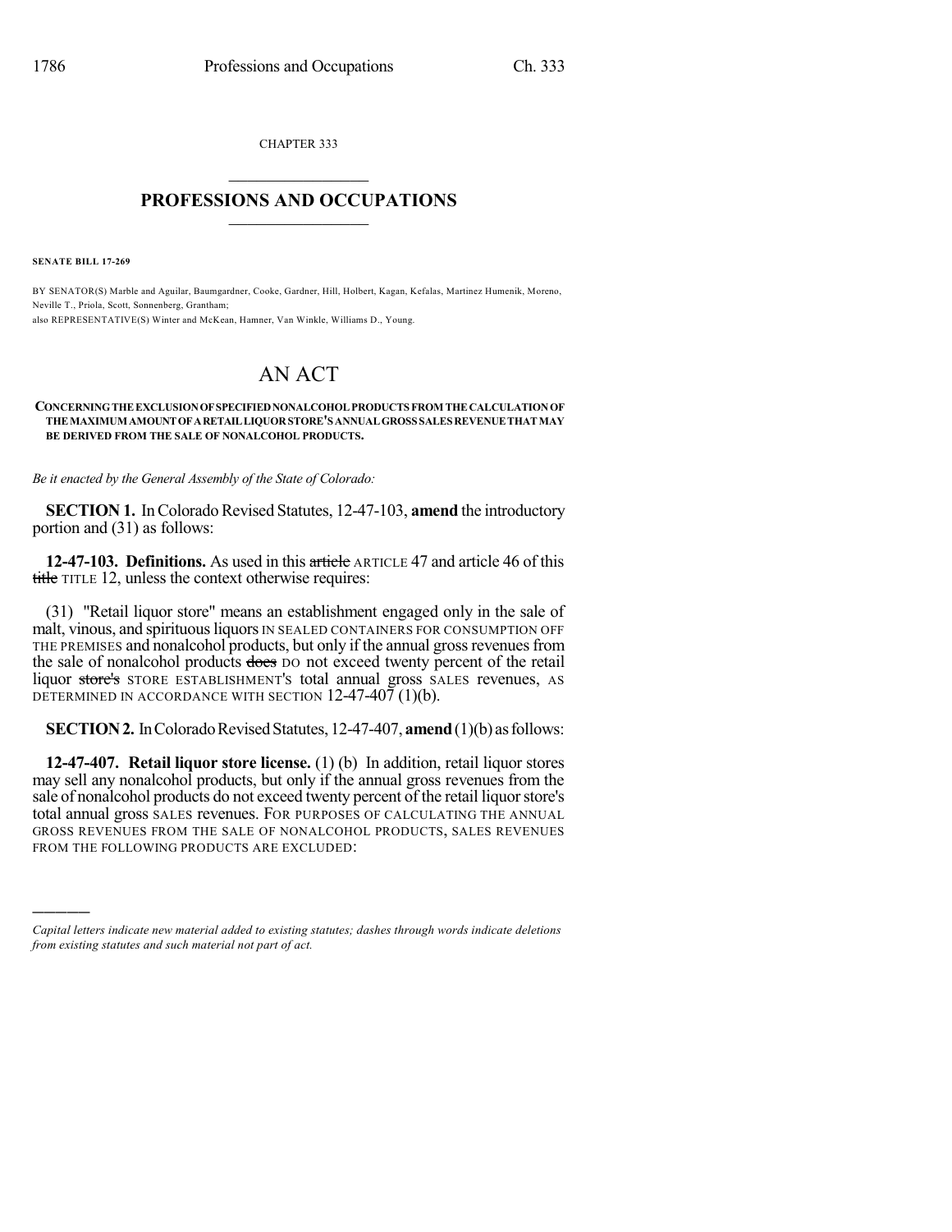CHAPTER 333

## PROFESSIONS AND OCCUPATIONS

**SENATE BILL 17-269**

BY SENATOR(S) Marble and Aguilar, Baumgardner, Cooke, Gardner, Hill, Holbert, Kagan, Kefalas, Martinez Humenik, Moreno, Neville T., Priola, Scott, Sonnenberg, Grantham;
also REPRESENTATIVE(S) Winter and McKean, Hamner, Van Winkle, Williams D., Young.

# AN ACT

**CONCERNING THE EXCLUSION OF SPECIFIED NONALCOHOL PRODUCTS FROM THE CALCULATION OF THE MAXIMUM AMOUNT OF A RETAIL LIQUOR STORE'S ANNUAL GROSS SALES REVENUE THAT MAY BE DERIVED FROM THE SALE OF NONALCOHOL PRODUCTS.**

*Be it enacted by the General Assembly of the State of Colorado:*

**SECTION 1.** In Colorado Revised Statutes, 12-47-103, **amend** the introductory portion and (31) as follows:

**12-47-103. Definitions.** As used in this ~~article~~ ARTICLE 47 and article 46 of this ~~title~~ TITLE 12, unless the context otherwise requires:

(31) "Retail liquor store" means an establishment engaged only in the sale of malt, vinous, and spirituous liquors IN SEALED CONTAINERS FOR CONSUMPTION OFF THE PREMISES and nonalcohol products, but only if the annual gross revenues from the sale of nonalcohol products ~~does~~ DO not exceed twenty percent of the retail liquor ~~store's~~ STORE ESTABLISHMENT'S total annual gross SALES revenues, AS DETERMINED IN ACCORDANCE WITH SECTION 12-47-407 (1)(b).

**SECTION 2.** In Colorado Revised Statutes, 12-47-407, **amend** (1)(b) as follows:

**12-47-407. Retail liquor store license.** (1) (b) In addition, retail liquor stores may sell any nonalcohol products, but only if the annual gross revenues from the sale of nonalcohol products do not exceed twenty percent of the retail liquor store's total annual gross SALES revenues. FOR PURPOSES OF CALCULATING THE ANNUAL GROSS REVENUES FROM THE SALE OF NONALCOHOL PRODUCTS, SALES REVENUES FROM THE FOLLOWING PRODUCTS ARE EXCLUDED:

---

*Capital letters indicate new material added to existing statutes; dashes through words indicate deletions from existing statutes and such material not part of act.*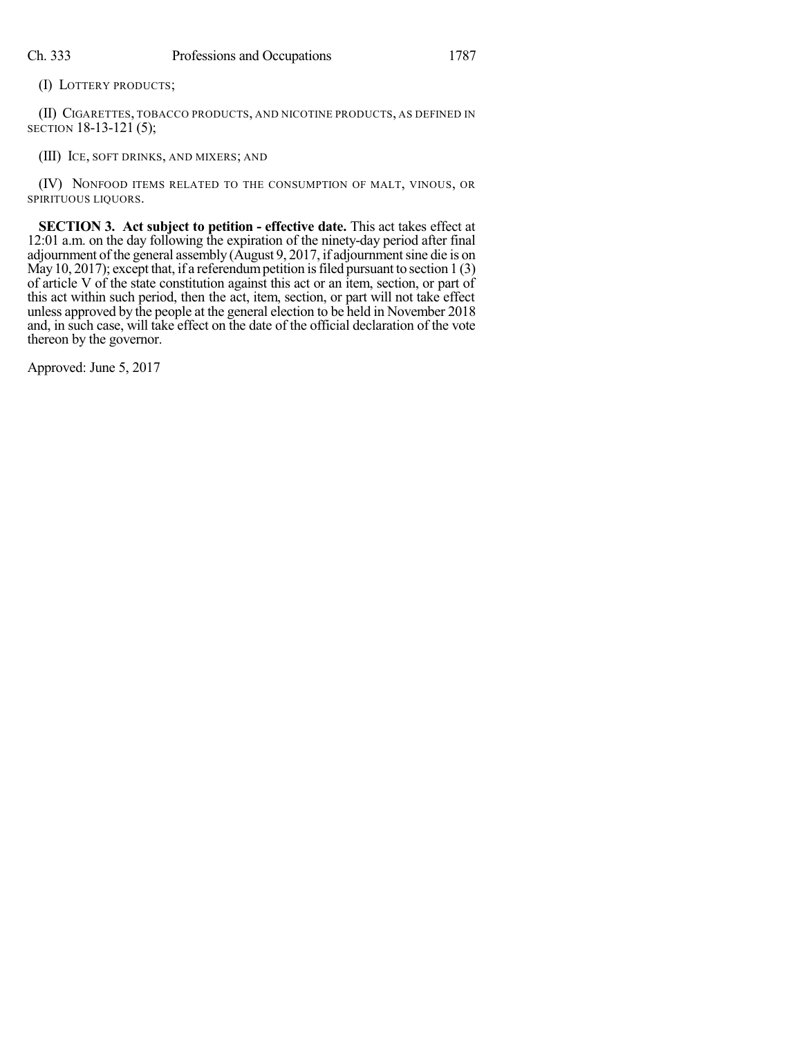(I) LOTTERY PRODUCTS;

(II) CIGARETTES, TOBACCO PRODUCTS, AND NICOTINE PRODUCTS, AS DEFINED IN SECTION 18-13-121 (5);

(III) ICE, SOFT DRINKS, AND MIXERS; AND

(IV) NONFOOD ITEMS RELATED TO THE CONSUMPTION OF MALT, VINOUS, OR SPIRITUOUS LIQUORS.

**SECTION 3. Act subject to petition - effective date.** This act takes effect at 12:01 a.m. on the day following the expiration of the ninety-day period after final adjournment of the general assembly (August 9, 2017, if adjournment sine die is on May 10, 2017); except that, if a referendum petition is filed pursuant to section 1 (3) of article V of the state constitution against this act or an item, section, or part of this act within such period, then the act, item, section, or part will not take effect unless approved by the people at the general election to be held in November 2018 and, in such case, will take effect on the date of the official declaration of the vote thereon by the governor.

Approved: June 5, 2017